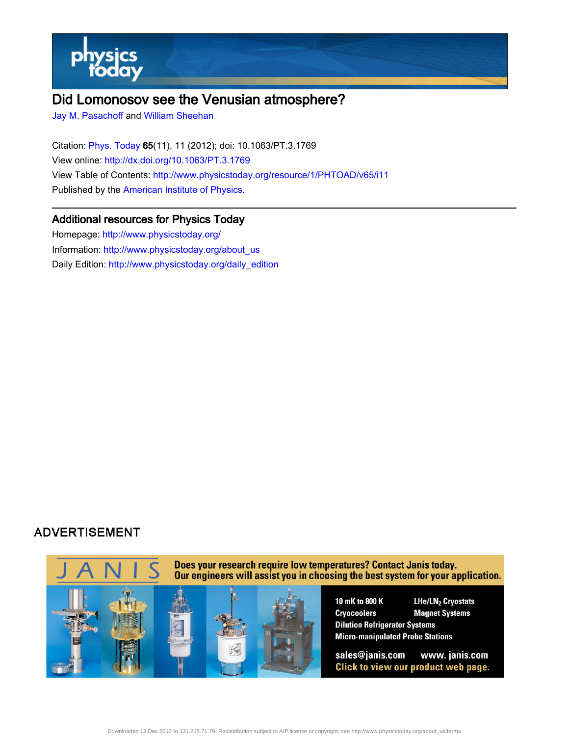# Did Lomonosov see the Venusian atmosphere?

Jay M. Pasachoff and William Sheehan

Citation: Phys. Today **65**(11), 11 (2012); doi: 10.1063/PT.3.1769
View online: http://dx.doi.org/10.1063/PT.3.1769
View Table of Contents: http://www.physicstoday.org/resource/1/PHTOAD/v65/i11
Published by the American Institute of Physics.

## Additional resources for Physics Today

Homepage: http://www.physicstoday.org/
Information: http://www.physicstoday.org/about_us
Daily Edition: http://www.physicstoday.org/daily_edition

ADVERTISEMENT

JANIS

Does your research require low temperatures? Contact Janis today.
Our engineers will assist you in choosing the best system for your application.

10 mK to 800 K
LHe/$LN_2$ Cryostats
Cryocoolers
Magnet Systems
Dilution Refrigerator Systems
Micro-manipulated Probe Stations

sales@janis.com www. janis.com
Click to view our product web page.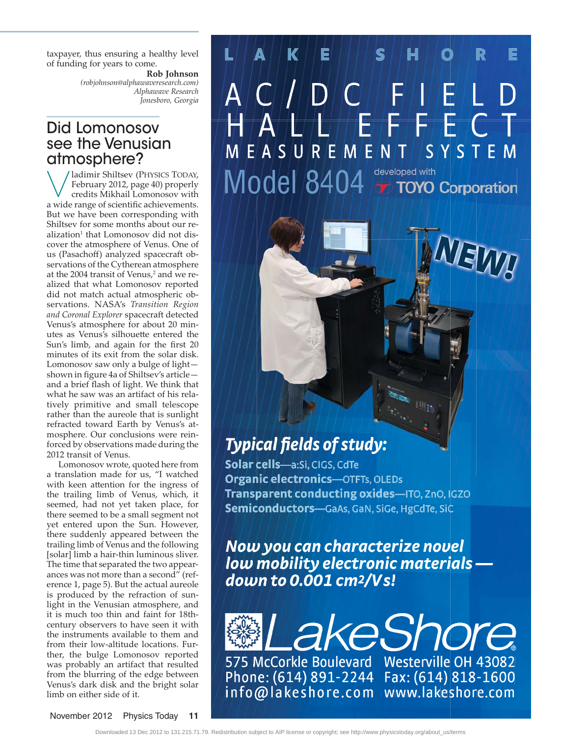taxpayer, thus ensuring a healthy level of funding for years to come.

**Rob Johnson**
*(robjohnson@alphawaveresearch.com)*
*Alphawave Research*
*Jonesboro, Georgia*

## Did Lomonosov see the Venusian atmosphere?

Vladimir Shiltsev (Physics Today, February 2012, page 40) properly credits Mikhail Lomonosov with a wide range of scientific achievements. But we have been corresponding with Shiltsev for some months about our realization[1] that Lomonosov did not discover the atmosphere of Venus. One of us (Pasachoff) analyzed spacecraft observations of the Cytherean atmosphere at the 2004 transit of Venus,[2] and we realized that what Lomonosov reported did not match actual atmospheric observations. NASA's *Transition Region and Coronal Explorer* spacecraft detected Venus's atmosphere for about 20 minutes as Venus's silhouette entered the Sun's limb, and again for the first 20 minutes of its exit from the solar disk. Lomonosov saw only a bulge of light—shown in figure 4a of Shiltsev's article—and a brief flash of light. We think that what he saw was an artifact of his relatively primitive and small telescope rather than the aureole that is sunlight refracted toward Earth by Venus's atmosphere. Our conclusions were reinforced by observations made during the 2012 transit of Venus.

Lomonosov wrote, quoted here from a translation made for us, "I watched with keen attention for the ingress of the trailing limb of Venus, which, it seemed, had not yet taken place, for there seemed to be a small segment not yet entered upon the Sun. However, there suddenly appeared between the trailing limb of Venus and the following [solar] limb a hair-thin luminous sliver. The time that separated the two appearances was not more than a second" (reference 1, page 5). But the actual aureole is produced by the refraction of sunlight in the Venusian atmosphere, and it is much too thin and faint for 18th-century observers to have seen it with the instruments available to them and from their low-altitude locations. Further, the bulge Lomonosov reported was probably an artifact that resulted from the blurring of the edge between Venus's dark disk and the bright solar limb on either side of it.

LAKE SHORE

AC/DC FIELD HALL EFFECT MEASUREMENT SYSTEM

Model 8404 developed with TOYO Corporation

NEW!

*Typical fields of study:*

**Solar cells**—a:Si, CIGS, CdTe
**Organic electronics**—OTFTs, OLEDs
**Transparent conducting oxides**—ITO, ZnO, IGZO
**Semiconductors**—GaAs, GaN, SiGe, HgCdTe, SiC

***Now you can characterize novel low mobility electronic materials — down to 0.001 cm²/V s!***

LakeShore
575 McCorkle Boulevard Westerville OH 43082
Phone: (614) 891-2244 Fax: (614) 818-1600
info@lakeshore.com www.lakeshore.com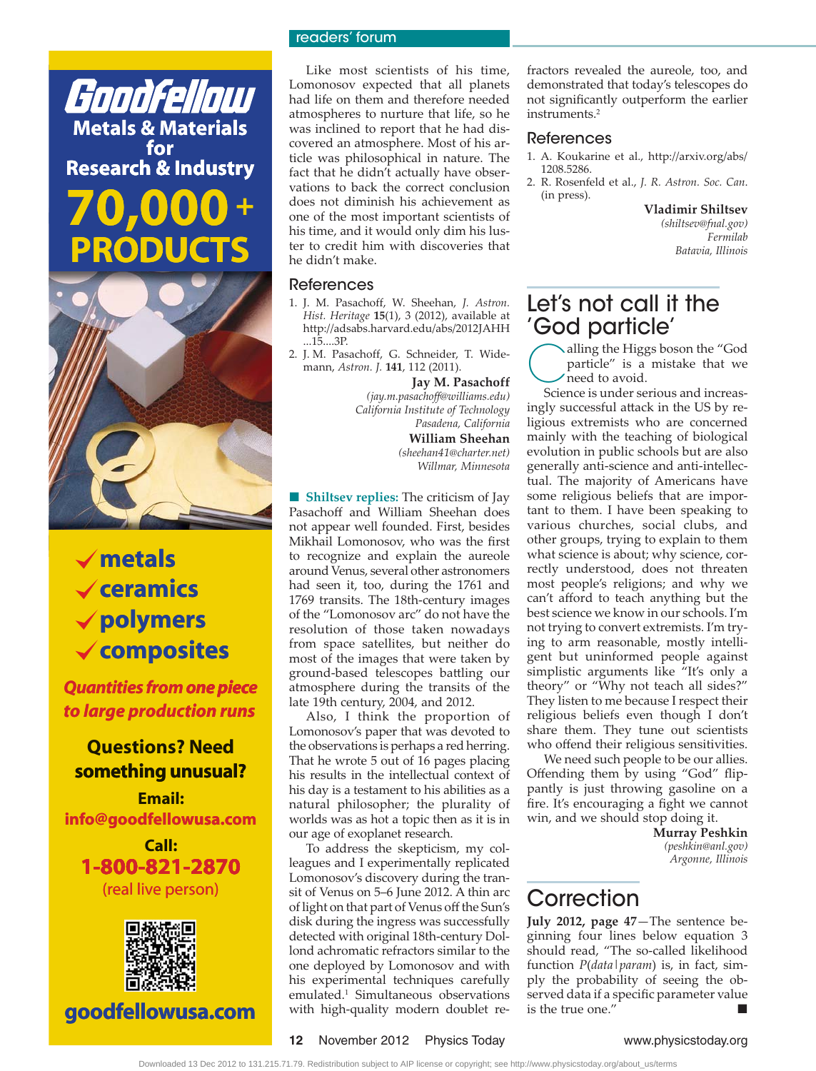Like most scientists of his time, Lomonosov expected that all planets had life on them and therefore needed atmospheres to nurture that life, so he was inclined to report that he had discovered an atmosphere. Most of his article was philosophical in nature. The fact that he didn't actually have observations to back the correct conclusion does not diminish his achievement as one of the most important scientists of his time, and it would only dim his luster to credit him with discoveries that he didn't make.

### References

1. J. M. Pasachoff, W. Sheehan, *J. Astron. Hist. Heritage* **15**(1), 3 (2012), available at http://adsabs.harvard.edu/abs/2012JAHH...15....3P.
2. J. M. Pasachoff, G. Schneider, T. Widemann, *Astron. J.* **141**, 112 (2011).

**Jay M. Pasachoff**
*(jay.m.pasachoff@williams.edu)*
*California Institute of Technology*
*Pasadena, California*

**William Sheehan**
*(sheehan41@charter.net)*
*Willmar, Minnesota*

■ **Shiltsev replies:** The criticism of Jay Pasachoff and William Sheehan does not appear well founded. First, besides Mikhail Lomonosov, who was the first to recognize and explain the aureole around Venus, several other astronomers had seen it, too, during the 1761 and 1769 transits. The 18th-century images of the "Lomonosov arc" do not have the resolution of those taken nowadays from space satellites, but neither do most of the images that were taken by ground-based telescopes battling our atmosphere during the transits of the late 19th century, 2004, and 2012.

Also, I think the proportion of Lomonosov's paper that was devoted to the observations is perhaps a red herring. That he wrote 5 out of 16 pages placing his results in the intellectual context of his day is a testament to his abilities as a natural philosopher; the plurality of worlds was as hot a topic then as it is in our age of exoplanet research.

To address the skepticism, my colleagues and I experimentally replicated Lomonosov's discovery during the transit of Venus on 5–6 June 2012. A thin arc of light on that part of Venus off the Sun's disk during the ingress was successfully detected with original 18th-century Dollond achromatic refractors similar to the one deployed by Lomonosov and with his experimental techniques carefully emulated.[1] Simultaneous observations with high-quality modern doublet refractors revealed the aureole, too, and demonstrated that today's telescopes do not significantly outperform the earlier instruments.[2]

### References

1. A. Koukarine et al., http://arxiv.org/abs/1208.5286.
2. R. Rosenfeld et al., *J. R. Astron. Soc. Can.* (in press).

**Vladimir Shiltsev**
*(shiltsev@fnal.gov)*
*Fermilab*
*Batavia, Illinois*

## Let's not call it the 'God particle'

Calling the Higgs boson the "God particle" is a mistake that we need to avoid.

Science is under serious and increasingly successful attack in the US by religious extremists who are concerned mainly with the teaching of biological evolution in public schools but are also generally anti-science and anti-intellectual. The majority of Americans have some religious beliefs that are important to them. I have been speaking to various churches, social clubs, and other groups, trying to explain to them what science is about; why science, correctly understood, does not threaten most people's religions; and why we can't afford to teach anything but the best science we know in our schools. I'm not trying to convert extremists. I'm trying to arm reasonable, mostly intelligent but uninformed people against simplistic arguments like "It's only a theory" or "Why not teach all sides?" They listen to me because I respect their religious beliefs even though I don't share them. They tune out scientists who offend their religious sensitivities.

We need such people to be our allies. Offending them by using "God" flippantly is just throwing gasoline on a fire. It's encouraging a fight we cannot win, and we should stop doing it.

**Murray Peshkin**
*(peshkin@anl.gov)*
*Argonne, Illinois*

## Correction

**July 2012, page 47**—The sentence beginning four lines below equation 3 should read, "The so-called likelihood function $P(data\,|\,param)$ is, in fact, simply the probability of seeing the observed data if a specific parameter value is the true one." ■